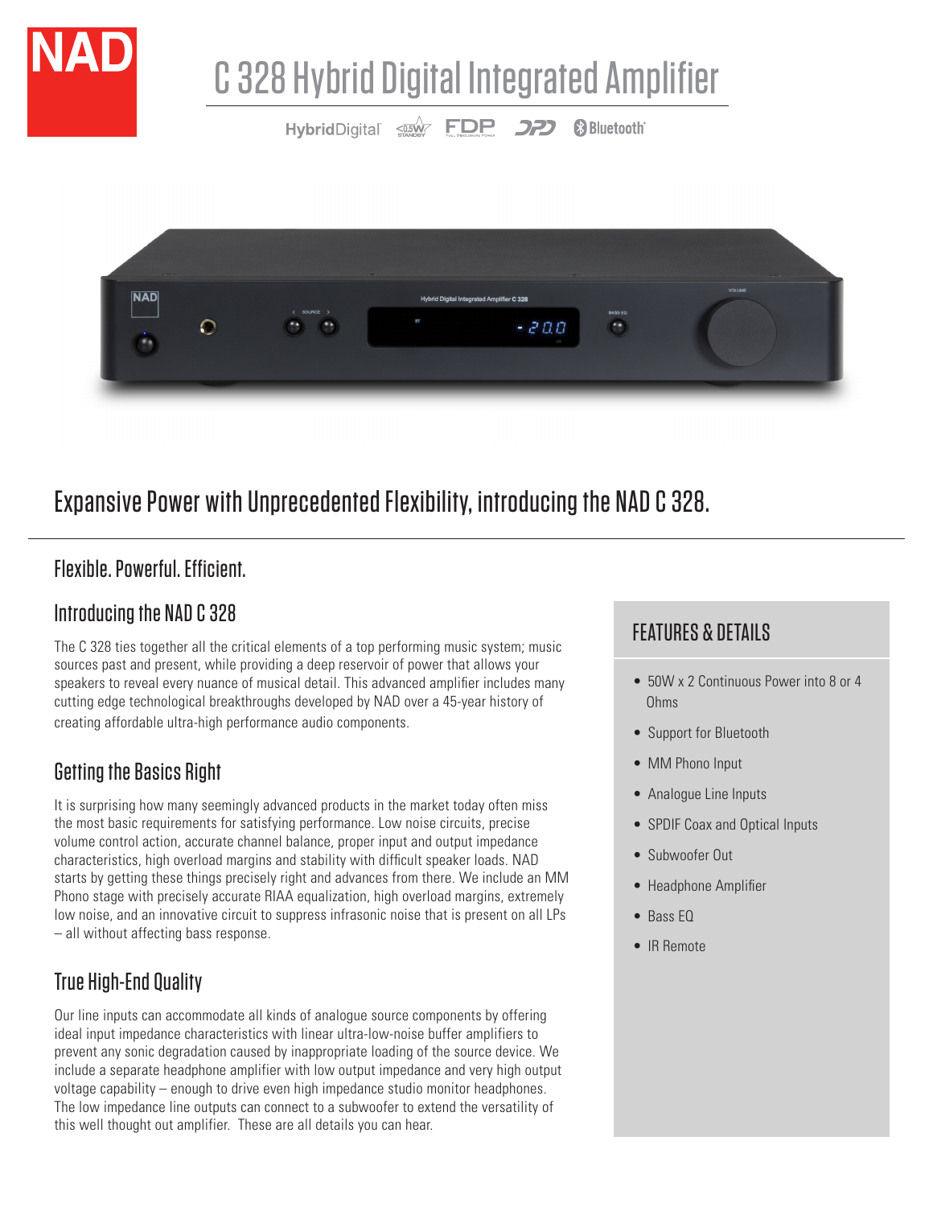# C 328 Hybrid Digital Integrated Amplifier

## Expansive Power with Unprecedented Flexibility, introducing the NAD C 328.

### Flexible. Powerful. Efficient.

### Introducing the NAD C 328

The C 328 ties together all the critical elements of a top performing music system; music sources past and present, while providing a deep reservoir of power that allows your speakers to reveal every nuance of musical detail. This advanced amplifier includes many cutting edge technological breakthroughs developed by NAD over a 45-year history of creating affordable ultra-high performance audio components.

### Getting the Basics Right

It is surprising how many seemingly advanced products in the market today often miss the most basic requirements for satisfying performance. Low noise circuits, precise volume control action, accurate channel balance, proper input and output impedance characteristics, high overload margins and stability with difficult speaker loads. NAD starts by getting these things precisely right and advances from there. We include an MM Phono stage with precisely accurate RIAA equalization, high overload margins, extremely low noise, and an innovative circuit to suppress infrasonic noise that is present on all LPs – all without affecting bass response.

### True High-End Quality

Our line inputs can accommodate all kinds of analogue source components by offering ideal input impedance characteristics with linear ultra-low-noise buffer amplifiers to prevent any sonic degradation caused by inappropriate loading of the source device. We include a separate headphone amplifier with low output impedance and very high output voltage capability – enough to drive even high impedance studio monitor headphones. The low impedance line outputs can connect to a subwoofer to extend the versatility of this well thought out amplifier. These are all details you can hear.

### FEATURES & DETAILS

- 50W x 2 Continuous Power into 8 or 4 Ohms
- Support for Bluetooth
- MM Phono Input
- Analogue Line Inputs
- SPDIF Coax and Optical Inputs
- Subwoofer Out
- Headphone Amplifier
- Bass EQ
- IR Remote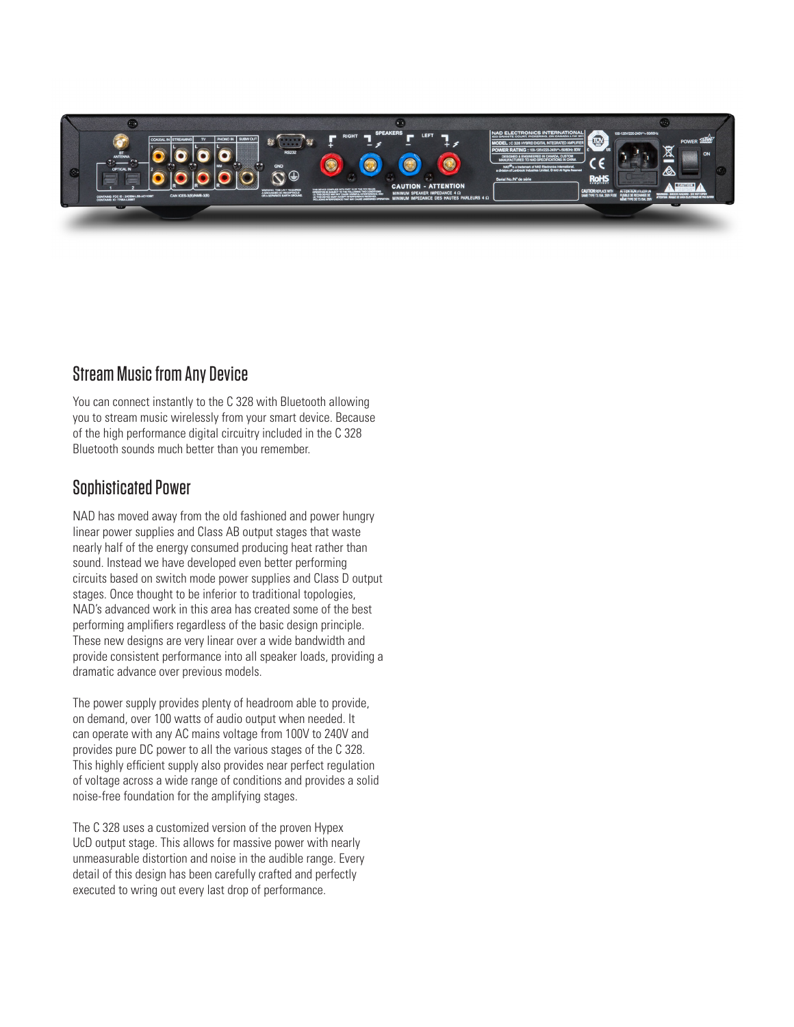## Stream Music from Any Device

You can connect instantly to the C 328 with Bluetooth allowing you to stream music wirelessly from your smart device. Because of the high performance digital circuitry included in the C 328 Bluetooth sounds much better than you remember.

## Sophisticated Power

NAD has moved away from the old fashioned and power hungry linear power supplies and Class AB output stages that waste nearly half of the energy consumed producing heat rather than sound. Instead we have developed even better performing circuits based on switch mode power supplies and Class D output stages. Once thought to be inferior to traditional topologies, NAD's advanced work in this area has created some of the best performing amplifiers regardless of the basic design principle. These new designs are very linear over a wide bandwidth and provide consistent performance into all speaker loads, providing a dramatic advance over previous models.

The power supply provides plenty of headroom able to provide, on demand, over 100 watts of audio output when needed. It can operate with any AC mains voltage from 100V to 240V and provides pure DC power to all the various stages of the C 328. This highly efficient supply also provides near perfect regulation of voltage across a wide range of conditions and provides a solid noise-free foundation for the amplifying stages.

The C 328 uses a customized version of the proven Hypex UcD output stage. This allows for massive power with nearly unmeasurable distortion and noise in the audible range. Every detail of this design has been carefully crafted and perfectly executed to wring out every last drop of performance.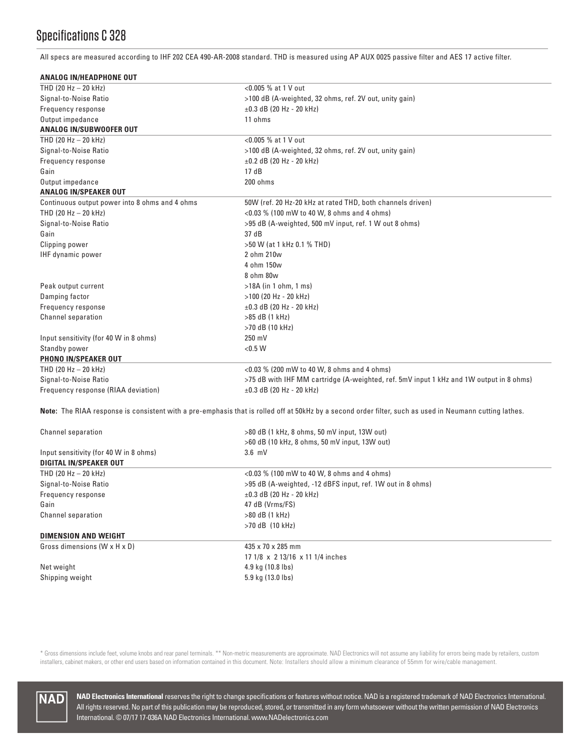# Specifications C 328

All specs are measured according to IHF 202 CEA 490-AR-2008 standard. THD is measured using AP AUX 0025 passive filter and AES 17 active filter.

| | |
|---|---|
| **ANALOG IN/HEADPHONE OUT** | |
| THD (20 Hz – 20 kHz) | <0.005 % at 1 V out |
| Signal-to-Noise Ratio | >100 dB (A-weighted, 32 ohms, ref. 2V out, unity gain) |
| Frequency response | ±0.3 dB (20 Hz - 20 kHz) |
| Output impedance | 11 ohms |
| **ANALOG IN/SUBWOOFER OUT** | |
| THD (20 Hz – 20 kHz) | <0.005 % at 1 V out |
| Signal-to-Noise Ratio | >100 dB (A-weighted, 32 ohms, ref. 2V out, unity gain) |
| Frequency response | ±0.2 dB (20 Hz - 20 kHz) |
| Gain | 17 dB |
| Output impedance | 200 ohms |
| **ANALOG IN/SPEAKER OUT** | |
| Continuous output power into 8 ohms and 4 ohms | 50W (ref. 20 Hz-20 kHz at rated THD, both channels driven) |
| THD (20 Hz – 20 kHz) | <0.03 % (100 mW to 40 W, 8 ohms and 4 ohms) |
| Signal-to-Noise Ratio | >95 dB (A-weighted, 500 mV input, ref. 1 W out 8 ohms) |
| Gain | 37 dB |
| Clipping power | >50 W (at 1 kHz 0.1 % THD) |
| IHF dynamic power | 2 ohm 210w |
| | 4 ohm 150w |
| | 8 ohm 80w |
| Peak output current | >18A (in 1 ohm, 1 ms) |
| Damping factor | >100 (20 Hz - 20 kHz) |
| Frequency response | ±0.3 dB (20 Hz - 20 kHz) |
| Channel separation | >85 dB (1 kHz) |
| | >70 dB (10 kHz) |
| Input sensitivity (for 40 W in 8 ohms) | 250 mV |
| Standby power | <0.5 W |
| **PHONO IN/SPEAKER OUT** | |
| THD (20 Hz – 20 kHz) | <0.03 % (200 mW to 40 W, 8 ohms and 4 ohms) |
| Signal-to-Noise Ratio | >75 dB with IHF MM cartridge (A-weighted, ref. 5mV input 1 kHz and 1W output in 8 ohms) |
| Frequency response (RIAA deviation) | ±0.3 dB (20 Hz - 20 kHz) |

**Note:** The RIAA response is consistent with a pre-emphasis that is rolled off at 50kHz by a second order filter, such as used in Neumann cutting lathes.

| | |
|---|---|
| Channel separation | >80 dB (1 kHz, 8 ohms, 50 mV input, 13W out) |
| | >60 dB (10 kHz, 8 ohms, 50 mV input, 13W out) |
| Input sensitivity (for 40 W in 8 ohms) | 3.6 mV |
| **DIGITAL IN/SPEAKER OUT** | |
| THD (20 Hz – 20 kHz) | <0.03 % (100 mW to 40 W, 8 ohms and 4 ohms) |
| Signal-to-Noise Ratio | >95 dB (A-weighted, -12 dBFS input, ref. 1W out in 8 ohms) |
| Frequency response | ±0.3 dB (20 Hz - 20 kHz) |
| Gain | 47 dB (Vrms/FS) |
| Channel separation | >80 dB (1 kHz) |
| | >70 dB (10 kHz) |
| **DIMENSION AND WEIGHT** | |
| Gross dimensions (W x H x D) | 435 x 70 x 285 mm |
| | 17 1/8 x 2 13/16 x 11 1/4 inches |
| Net weight | 4.9 kg (10.8 lbs) |
| Shipping weight | 5.9 kg (13.0 lbs) |

* Gross dimensions include feet, volume knobs and rear panel terminals. ** Non-metric measurements are approximate. NAD Electronics will not assume any liability for errors being made by retailers, custom installers, cabinet makers, or other end users based on information contained in this document. Note: Installers should allow a minimum clearance of 55mm for wire/cable management.

NAD

**NAD Electronics International** reserves the right to change specifications or features without notice. NAD is a registered trademark of NAD Electronics International. All rights reserved. No part of this publication may be reproduced, stored, or transmitted in any form whatsoever without the written permission of NAD Electronics International. © 07/17 17-036A NAD Electronics International. www.NADelectronics.com